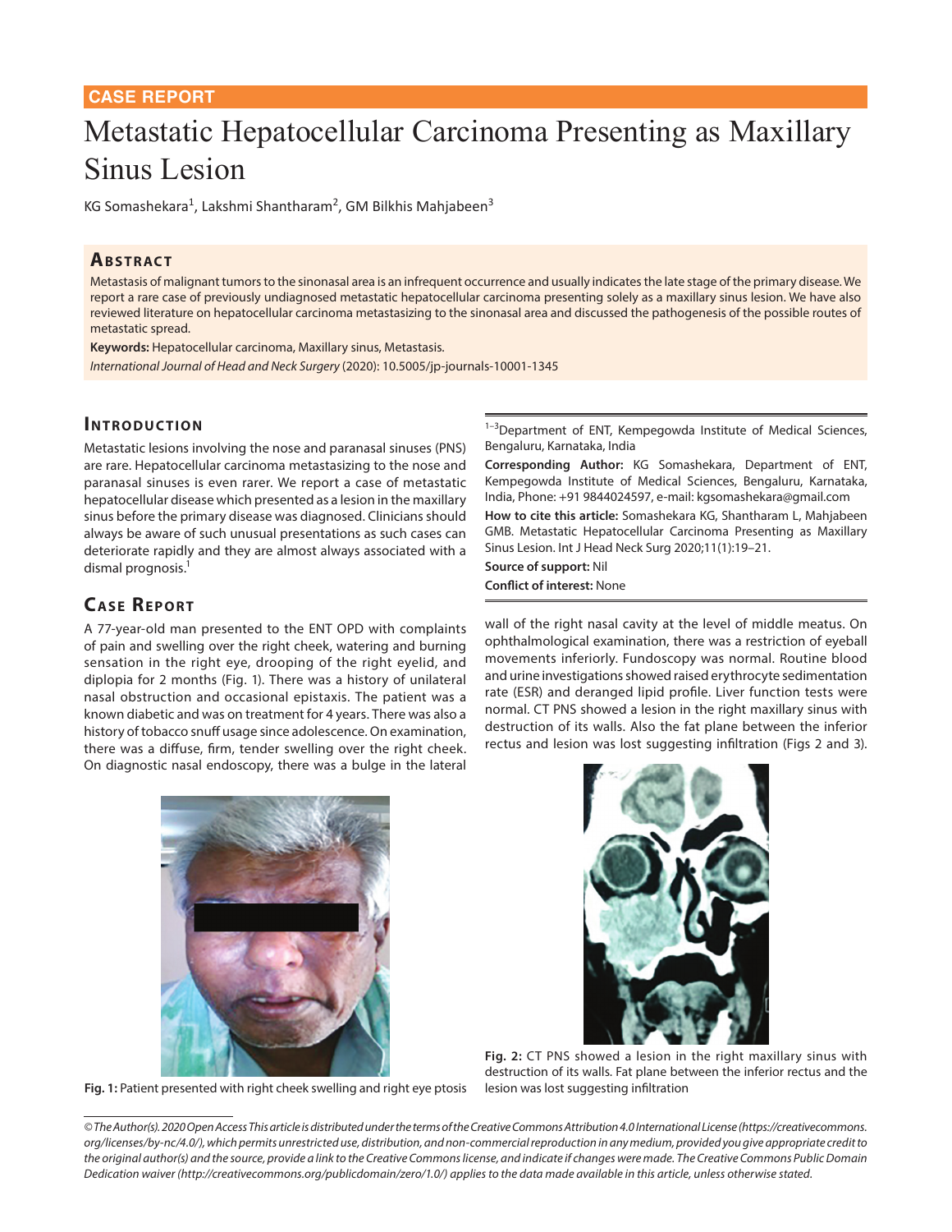**CASE REPORT**

# Metastatic Hepatocellular Carcinoma Presenting as Maxillary Sinus Lesion

KG Somashekara[1], Lakshmi Shantharam[2], GM Bilkhis Mahjabeen[3]

## Abstract

Metastasis of malignant tumors to the sinonasal area is an infrequent occurrence and usually indicates the late stage of the primary disease. We report a rare case of previously undiagnosed metastatic hepatocellular carcinoma presenting solely as a maxillary sinus lesion. We have also reviewed literature on hepatocellular carcinoma metastasizing to the sinonasal area and discussed the pathogenesis of the possible routes of metastatic spread.

**Keywords:** Hepatocellular carcinoma, Maxillary sinus, Metastasis.

*International Journal of Head and Neck Surgery* (2020): 10.5005/jp-journals-10001-1345

## Introduction

Metastatic lesions involving the nose and paranasal sinuses (PNS) are rare. Hepatocellular carcinoma metastasizing to the nose and paranasal sinuses is even rarer. We report a case of metastatic hepatocellular disease which presented as a lesion in the maxillary sinus before the primary disease was diagnosed. Clinicians should always be aware of such unusual presentations as such cases can deteriorate rapidly and they are almost always associated with a dismal prognosis.[1]

## Case Report

A 77-year-old man presented to the ENT OPD with complaints of pain and swelling over the right cheek, watering and burning sensation in the right eye, drooping of the right eyelid, and diplopia for 2 months (Fig. 1). There was a history of unilateral nasal obstruction and occasional epistaxis. The patient was a known diabetic and was on treatment for 4 years. There was also a history of tobacco snuff usage since adolescence. On examination, there was a diffuse, firm, tender swelling over the right cheek. On diagnostic nasal endoscopy, there was a bulge in the lateral wall of the right nasal cavity at the level of middle meatus. On ophthalmological examination, there was a restriction of eyeball movements inferiorly. Fundoscopy was normal. Routine blood and urine investigations showed raised erythrocyte sedimentation rate (ESR) and deranged lipid profile. Liver function tests were normal. CT PNS showed a lesion in the right maxillary sinus with destruction of its walls. Also the fat plane between the inferior rectus and lesion was lost suggesting infiltration (Figs 2 and 3).

**Fig. 1:** Patient presented with right cheek swelling and right eye ptosis

**Fig. 2:** CT PNS showed a lesion in the right maxillary sinus with destruction of its walls. Fat plane between the inferior rectus and the lesion was lost suggesting infiltration

[1–3]Department of ENT, Kempegowda Institute of Medical Sciences, Bengaluru, Karnataka, India

**Corresponding Author:** KG Somashekara, Department of ENT, Kempegowda Institute of Medical Sciences, Bengaluru, Karnataka, India, Phone: +91 9844024597, e-mail: kgsomashekara@gmail.com

**How to cite this article:** Somashekara KG, Shantharam L, Mahjabeen GMB. Metastatic Hepatocellular Carcinoma Presenting as Maxillary Sinus Lesion. Int J Head Neck Surg 2020;11(1):19–21.

**Source of support:** Nil

**Conflict of interest:** None

*© The Author(s). 2020 Open Access This article is distributed under the terms of the Creative Commons Attribution 4.0 International License (https://creativecommons.org/licenses/by-nc/4.0/), which permits unrestricted use, distribution, and non-commercial reproduction in any medium, provided you give appropriate credit to the original author(s) and the source, provide a link to the Creative Commons license, and indicate if changes were made. The Creative Commons Public Domain Dedication waiver (http://creativecommons.org/publicdomain/zero/1.0/) applies to the data made available in this article, unless otherwise stated.*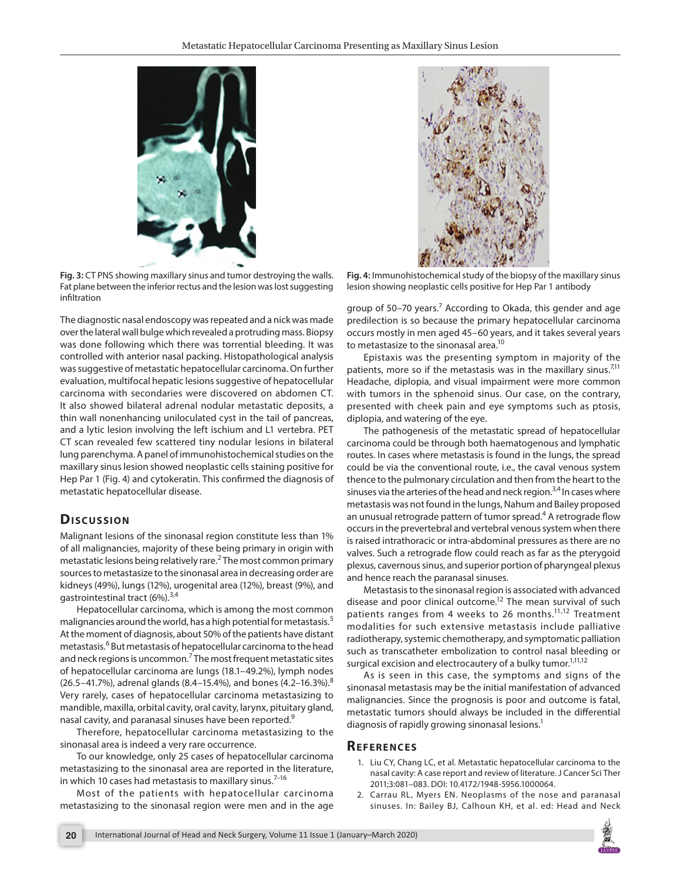Fig. 3: CT PNS showing maxillary sinus and tumor destroying the walls. Fat plane between the inferior rectus and the lesion was lost suggesting infiltration

Fig. 4: Immunohistochemical study of the biopsy of the maxillary sinus lesion showing neoplastic cells positive for Hep Par 1 antibody

The diagnostic nasal endoscopy was repeated and a nick was made over the lateral wall bulge which revealed a protruding mass. Biopsy was done following which there was torrential bleeding. It was controlled with anterior nasal packing. Histopathological analysis was suggestive of metastatic hepatocellular carcinoma. On further evaluation, multifocal hepatic lesions suggestive of hepatocellular carcinoma with secondaries were discovered on abdomen CT. It also showed bilateral adrenal nodular metastatic deposits, a thin wall nonenhancing uniloculated cyst in the tail of pancreas, and a lytic lesion involving the left ischium and L1 vertebra. PET CT scan revealed few scattered tiny nodular lesions in bilateral lung parenchyma. A panel of immunohistochemical studies on the maxillary sinus lesion showed neoplastic cells staining positive for Hep Par 1 (Fig. 4) and cytokeratin. This confirmed the diagnosis of metastatic hepatocellular disease.

## Discussion

Malignant lesions of the sinonasal region constitute less than 1% of all malignancies, majority of these being primary in origin with metastatic lesions being relatively rare.[2] The most common primary sources to metastasize to the sinonasal area in decreasing order are kidneys (49%), lungs (12%), urogenital area (12%), breast (9%), and gastrointestinal tract (6%).[3,4]

Hepatocellular carcinoma, which is among the most common malignancies around the world, has a high potential for metastasis.[5] At the moment of diagnosis, about 50% of the patients have distant metastasis.[6] But metastasis of hepatocellular carcinoma to the head and neck regions is uncommon.[7] The most frequent metastatic sites of hepatocellular carcinoma are lungs (18.1–49.2%), lymph nodes (26.5–41.7%), adrenal glands (8.4–15.4%), and bones (4.2–16.3%).[8] Very rarely, cases of hepatocellular carcinoma metastasizing to mandible, maxilla, orbital cavity, oral cavity, larynx, pituitary gland, nasal cavity, and paranasal sinuses have been reported.[9]

Therefore, hepatocellular carcinoma metastasizing to the sinonasal area is indeed a very rare occurrence.

To our knowledge, only 25 cases of hepatocellular carcinoma metastasizing to the sinonasal area are reported in the literature, in which 10 cases had metastasis to maxillary sinus.[7–16]

Most of the patients with hepatocellular carcinoma metastasizing to the sinonasal region were men and in the age group of 50–70 years.[7] According to Okada, this gender and age predilection is so because the primary hepatocellular carcinoma occurs mostly in men aged 45–60 years, and it takes several years to metastasize to the sinonasal area.[10]

Epistaxis was the presenting symptom in majority of the patients, more so if the metastasis was in the maxillary sinus.[7,11] Headache, diplopia, and visual impairment were more common with tumors in the sphenoid sinus. Our case, on the contrary, presented with cheek pain and eye symptoms such as ptosis, diplopia, and watering of the eye.

The pathogenesis of the metastatic spread of hepatocellular carcinoma could be through both haematogenous and lymphatic routes. In cases where metastasis is found in the lungs, the spread could be via the conventional route, i.e., the caval venous system thence to the pulmonary circulation and then from the heart to the sinuses via the arteries of the head and neck region.[3,4] In cases where metastasis was not found in the lungs, Nahum and Bailey proposed an unusual retrograde pattern of tumor spread.[4] A retrograde flow occurs in the prevertebral and vertebral venous system when there is raised intrathoracic or intra-abdominal pressures as there are no valves. Such a retrograde flow could reach as far as the pterygoid plexus, cavernous sinus, and superior portion of pharyngeal plexus and hence reach the paranasal sinuses.

Metastasis to the sinonasal region is associated with advanced disease and poor clinical outcome.[12] The mean survival of such patients ranges from 4 weeks to 26 months.[11,12] Treatment modalities for such extensive metastasis include palliative radiotherapy, systemic chemotherapy, and symptomatic palliation such as transcatheter embolization to control nasal bleeding or surgical excision and electrocautery of a bulky tumor.[1,11,12]

As is seen in this case, the symptoms and signs of the sinonasal metastasis may be the initial manifestation of advanced malignancies. Since the prognosis is poor and outcome is fatal, metastatic tumors should always be included in the differential diagnosis of rapidly growing sinonasal lesions.[1]

## References

1. Liu CY, Chang LC, et al. Metastatic hepatocellular carcinoma to the nasal cavity: A case report and review of literature. J Cancer Sci Ther 2011;3:081–083. DOI: 10.4172/1948-5956.1000064.
2. Carrau RL, Myers EN. Neoplasms of the nose and paranasal sinuses. In: Bailey BJ, Calhoun KH, et al. ed: Head and Neck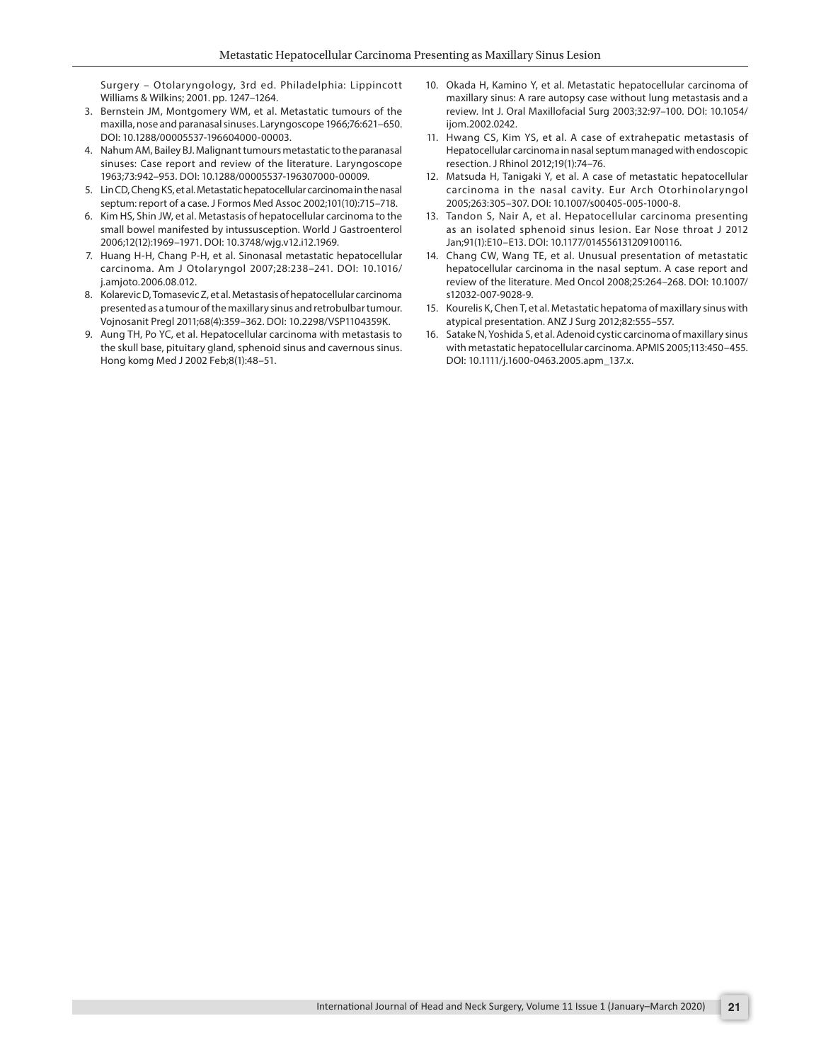Surgery – Otolaryngology, 3rd ed. Philadelphia: Lippincott Williams & Wilkins; 2001. pp. 1247–1264.

3. Bernstein JM, Montgomery WM, et al. Metastatic tumours of the maxilla, nose and paranasal sinuses. Laryngoscope 1966;76:621–650. DOI: 10.1288/00005537-196604000-00003.
4. Nahum AM, Bailey BJ. Malignant tumours metastatic to the paranasal sinuses: Case report and review of the literature. Laryngoscope 1963;73:942–953. DOI: 10.1288/00005537-196307000-00009.
5. Lin CD, Cheng KS, et al. Metastatic hepatocellular carcinoma in the nasal septum: report of a case. J Formos Med Assoc 2002;101(10):715–718.
6. Kim HS, Shin JW, et al. Metastasis of hepatocellular carcinoma to the small bowel manifested by intussusception. World J Gastroenterol 2006;12(12):1969–1971. DOI: 10.3748/wjg.v12.i12.1969.
7. Huang H-H, Chang P-H, et al. Sinonasal metastatic hepatocellular carcinoma. Am J Otolaryngol 2007;28:238–241. DOI: 10.1016/j.amjoto.2006.08.012.
8. Kolarevic D, Tomasevic Z, et al. Metastasis of hepatocellular carcinoma presented as a tumour of the maxillary sinus and retrobulbar tumour. Vojnosanit Pregl 2011;68(4):359–362. DOI: 10.2298/VSP1104359K.
9. Aung TH, Po YC, et al. Hepatocellular carcinoma with metastasis to the skull base, pituitary gland, sphenoid sinus and cavernous sinus. Hong komg Med J 2002 Feb;8(1):48–51.
10. Okada H, Kamino Y, et al. Metastatic hepatocellular carcinoma of maxillary sinus: A rare autopsy case without lung metastasis and a review. Int J. Oral Maxillofacial Surg 2003;32:97–100. DOI: 10.1054/ijom.2002.0242.
11. Hwang CS, Kim YS, et al. A case of extrahepatic metastasis of Hepatocellular carcinoma in nasal septum managed with endoscopic resection. J Rhinol 2012;19(1):74–76.
12. Matsuda H, Tanigaki Y, et al. A case of metastatic hepatocellular carcinoma in the nasal cavity. Eur Arch Otorhinolaryngol 2005;263:305–307. DOI: 10.1007/s00405-005-1000-8.
13. Tandon S, Nair A, et al. Hepatocellular carcinoma presenting as an isolated sphenoid sinus lesion. Ear Nose throat J 2012 Jan;91(1):E10–E13. DOI: 10.1177/014556131209100116.
14. Chang CW, Wang TE, et al. Unusual presentation of metastatic hepatocellular carcinoma in the nasal septum. A case report and review of the literature. Med Oncol 2008;25:264–268. DOI: 10.1007/s12032-007-9028-9.
15. Kourelis K, Chen T, et al. Metastatic hepatoma of maxillary sinus with atypical presentation. ANZ J Surg 2012;82:555–557.
16. Satake N, Yoshida S, et al. Adenoid cystic carcinoma of maxillary sinus with metastatic hepatocellular carcinoma. APMIS 2005;113:450–455. DOI: 10.1111/j.1600-0463.2005.apm_137.x.